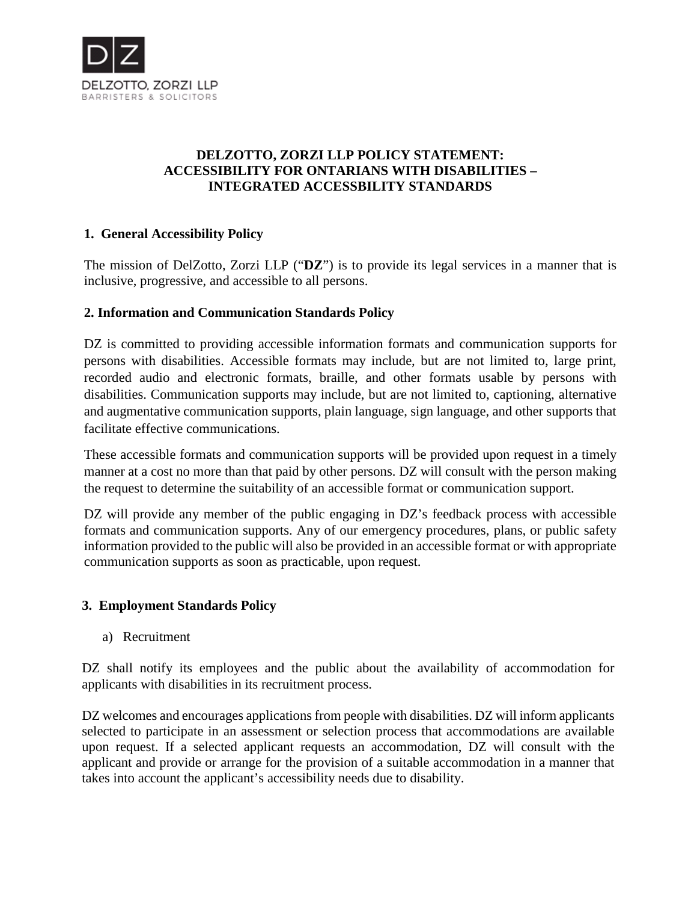DELZOTTO, ZORZI LLP
BARRISTERS & SOLICITORS

**DELZOTTO, ZORZI LLP POLICY STATEMENT:**
**ACCESSIBILITY FOR ONTARIANS WITH DISABILITIES –**
**INTEGRATED ACCESSBILITY STANDARDS**

## 1. General Accessibility Policy

The mission of DelZotto, Zorzi LLP ("**DZ**") is to provide its legal services in a manner that is inclusive, progressive, and accessible to all persons.

## 2. Information and Communication Standards Policy

DZ is committed to providing accessible information formats and communication supports for persons with disabilities. Accessible formats may include, but are not limited to, large print, recorded audio and electronic formats, braille, and other formats usable by persons with disabilities. Communication supports may include, but are not limited to, captioning, alternative and augmentative communication supports, plain language, sign language, and other supports that facilitate effective communications.

These accessible formats and communication supports will be provided upon request in a timely manner at a cost no more than that paid by other persons. DZ will consult with the person making the request to determine the suitability of an accessible format or communication support.

DZ will provide any member of the public engaging in DZ's feedback process with accessible formats and communication supports. Any of our emergency procedures, plans, or public safety information provided to the public will also be provided in an accessible format or with appropriate communication supports as soon as practicable, upon request.

## 3. Employment Standards Policy

a) Recruitment

DZ shall notify its employees and the public about the availability of accommodation for applicants with disabilities in its recruitment process.

DZ welcomes and encourages applications from people with disabilities. DZ will inform applicants selected to participate in an assessment or selection process that accommodations are available upon request. If a selected applicant requests an accommodation, DZ will consult with the applicant and provide or arrange for the provision of a suitable accommodation in a manner that takes into account the applicant's accessibility needs due to disability.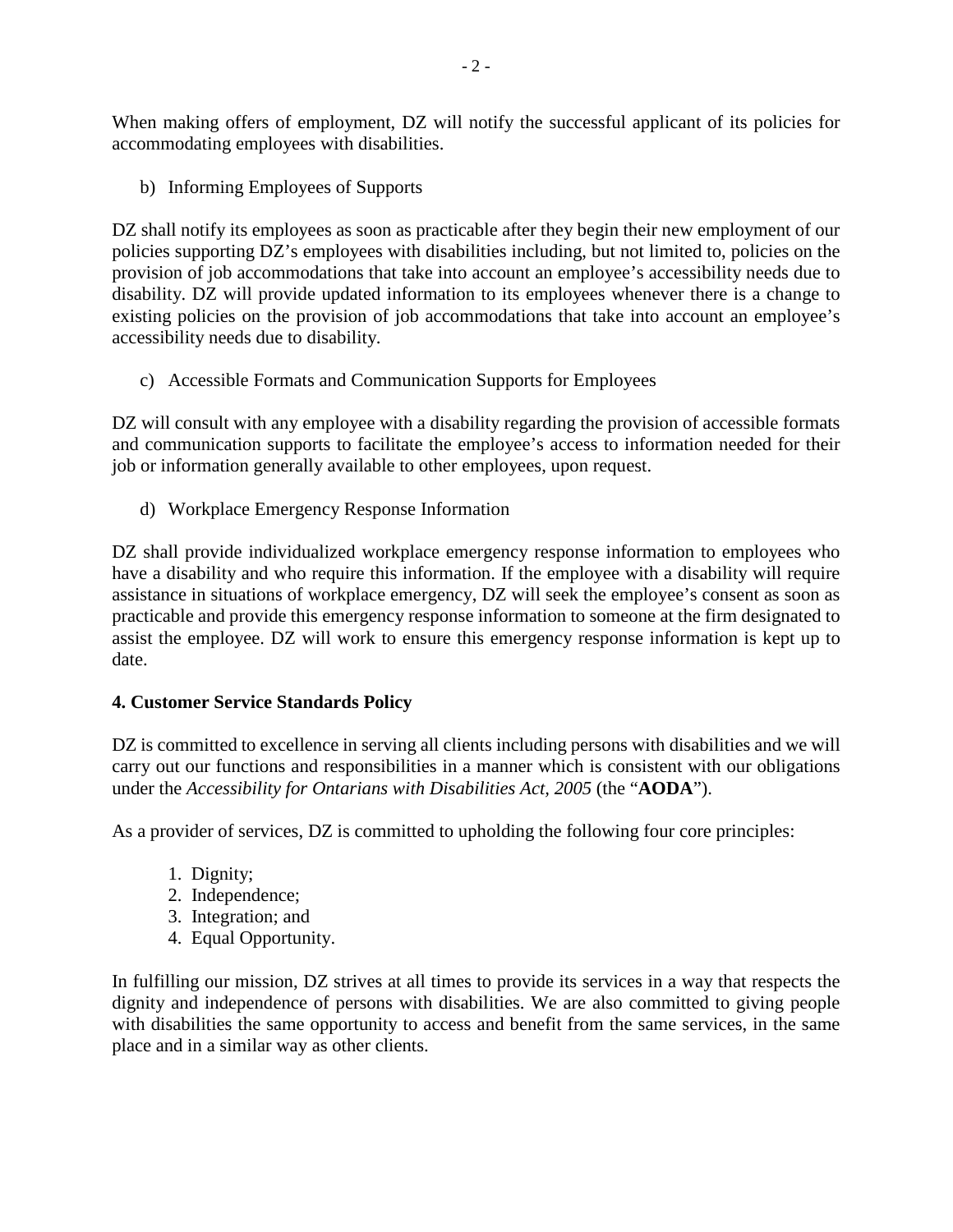When making offers of employment, DZ will notify the successful applicant of its policies for accommodating employees with disabilities.

b) Informing Employees of Supports

DZ shall notify its employees as soon as practicable after they begin their new employment of our policies supporting DZ's employees with disabilities including, but not limited to, policies on the provision of job accommodations that take into account an employee's accessibility needs due to disability. DZ will provide updated information to its employees whenever there is a change to existing policies on the provision of job accommodations that take into account an employee's accessibility needs due to disability.

c) Accessible Formats and Communication Supports for Employees

DZ will consult with any employee with a disability regarding the provision of accessible formats and communication supports to facilitate the employee's access to information needed for their job or information generally available to other employees, upon request.

d) Workplace Emergency Response Information

DZ shall provide individualized workplace emergency response information to employees who have a disability and who require this information. If the employee with a disability will require assistance in situations of workplace emergency, DZ will seek the employee's consent as soon as practicable and provide this emergency response information to someone at the firm designated to assist the employee. DZ will work to ensure this emergency response information is kept up to date.

**4. Customer Service Standards Policy**

DZ is committed to excellence in serving all clients including persons with disabilities and we will carry out our functions and responsibilities in a manner which is consistent with our obligations under the *Accessibility for Ontarians with Disabilities Act, 2005* (the "**AODA**").

As a provider of services, DZ is committed to upholding the following four core principles:

1. Dignity;
2. Independence;
3. Integration; and
4. Equal Opportunity.

In fulfilling our mission, DZ strives at all times to provide its services in a way that respects the dignity and independence of persons with disabilities. We are also committed to giving people with disabilities the same opportunity to access and benefit from the same services, in the same place and in a similar way as other clients.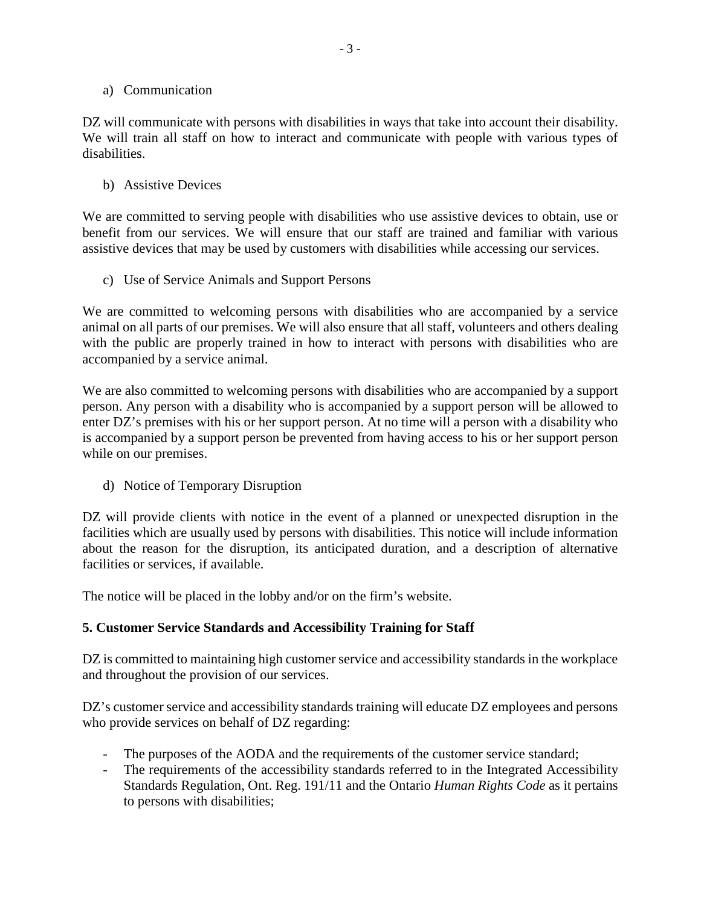a) Communication

DZ will communicate with persons with disabilities in ways that take into account their disability. We will train all staff on how to interact and communicate with people with various types of disabilities.

b) Assistive Devices

We are committed to serving people with disabilities who use assistive devices to obtain, use or benefit from our services. We will ensure that our staff are trained and familiar with various assistive devices that may be used by customers with disabilities while accessing our services.

c) Use of Service Animals and Support Persons

We are committed to welcoming persons with disabilities who are accompanied by a service animal on all parts of our premises. We will also ensure that all staff, volunteers and others dealing with the public are properly trained in how to interact with persons with disabilities who are accompanied by a service animal.

We are also committed to welcoming persons with disabilities who are accompanied by a support person. Any person with a disability who is accompanied by a support person will be allowed to enter DZ's premises with his or her support person. At no time will a person with a disability who is accompanied by a support person be prevented from having access to his or her support person while on our premises.

d) Notice of Temporary Disruption

DZ will provide clients with notice in the event of a planned or unexpected disruption in the facilities which are usually used by persons with disabilities. This notice will include information about the reason for the disruption, its anticipated duration, and a description of alternative facilities or services, if available.

The notice will be placed in the lobby and/or on the firm's website.

**5. Customer Service Standards and Accessibility Training for Staff**

DZ is committed to maintaining high customer service and accessibility standards in the workplace and throughout the provision of our services.

DZ's customer service and accessibility standards training will educate DZ employees and persons who provide services on behalf of DZ regarding:

- The purposes of the AODA and the requirements of the customer service standard;
- The requirements of the accessibility standards referred to in the Integrated Accessibility Standards Regulation, Ont. Reg. 191/11 and the Ontario *Human Rights Code* as it pertains to persons with disabilities;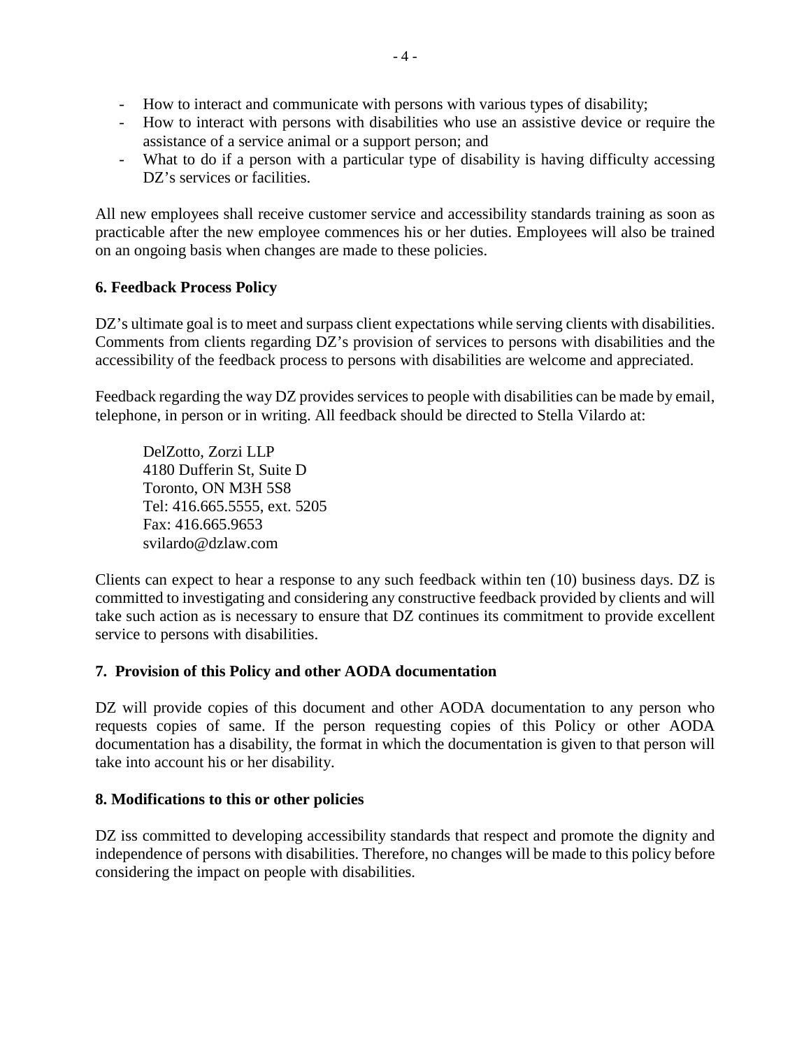- How to interact and communicate with persons with various types of disability;
- How to interact with persons with disabilities who use an assistive device or require the assistance of a service animal or a support person; and
- What to do if a person with a particular type of disability is having difficulty accessing DZ's services or facilities.

All new employees shall receive customer service and accessibility standards training as soon as practicable after the new employee commences his or her duties. Employees will also be trained on an ongoing basis when changes are made to these policies.

**6. Feedback Process Policy**

DZ's ultimate goal is to meet and surpass client expectations while serving clients with disabilities. Comments from clients regarding DZ's provision of services to persons with disabilities and the accessibility of the feedback process to persons with disabilities are welcome and appreciated.

Feedback regarding the way DZ provides services to people with disabilities can be made by email, telephone, in person or in writing. All feedback should be directed to Stella Vilardo at:

DelZotto, Zorzi LLP
4180 Dufferin St, Suite D
Toronto, ON M3H 5S8
Tel: 416.665.5555, ext. 5205
Fax: 416.665.9653
svilardo@dzlaw.com

Clients can expect to hear a response to any such feedback within ten (10) business days. DZ is committed to investigating and considering any constructive feedback provided by clients and will take such action as is necessary to ensure that DZ continues its commitment to provide excellent service to persons with disabilities.

**7. Provision of this Policy and other AODA documentation**

DZ will provide copies of this document and other AODA documentation to any person who requests copies of same. If the person requesting copies of this Policy or other AODA documentation has a disability, the format in which the documentation is given to that person will take into account his or her disability.

**8. Modifications to this or other policies**

DZ iss committed to developing accessibility standards that respect and promote the dignity and independence of persons with disabilities. Therefore, no changes will be made to this policy before considering the impact on people with disabilities.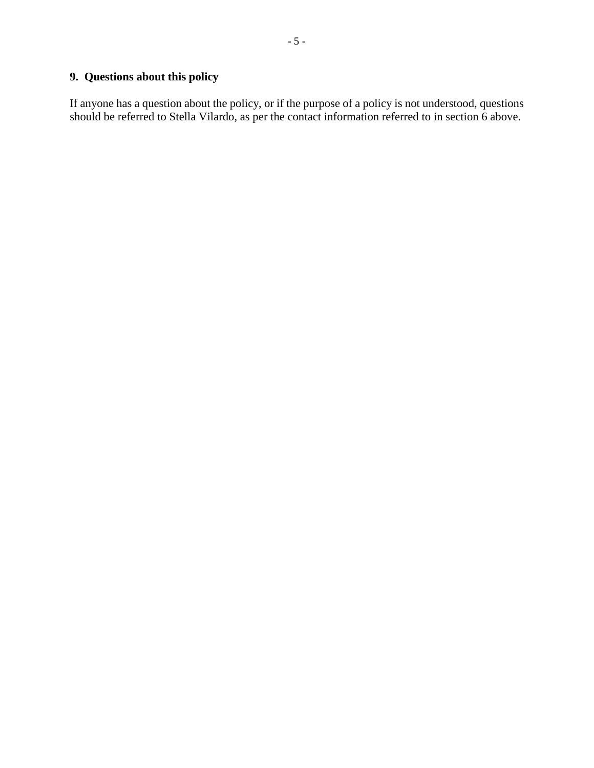## 9. Questions about this policy

If anyone has a question about the policy, or if the purpose of a policy is not understood, questions should be referred to Stella Vilardo, as per the contact information referred to in section 6 above.